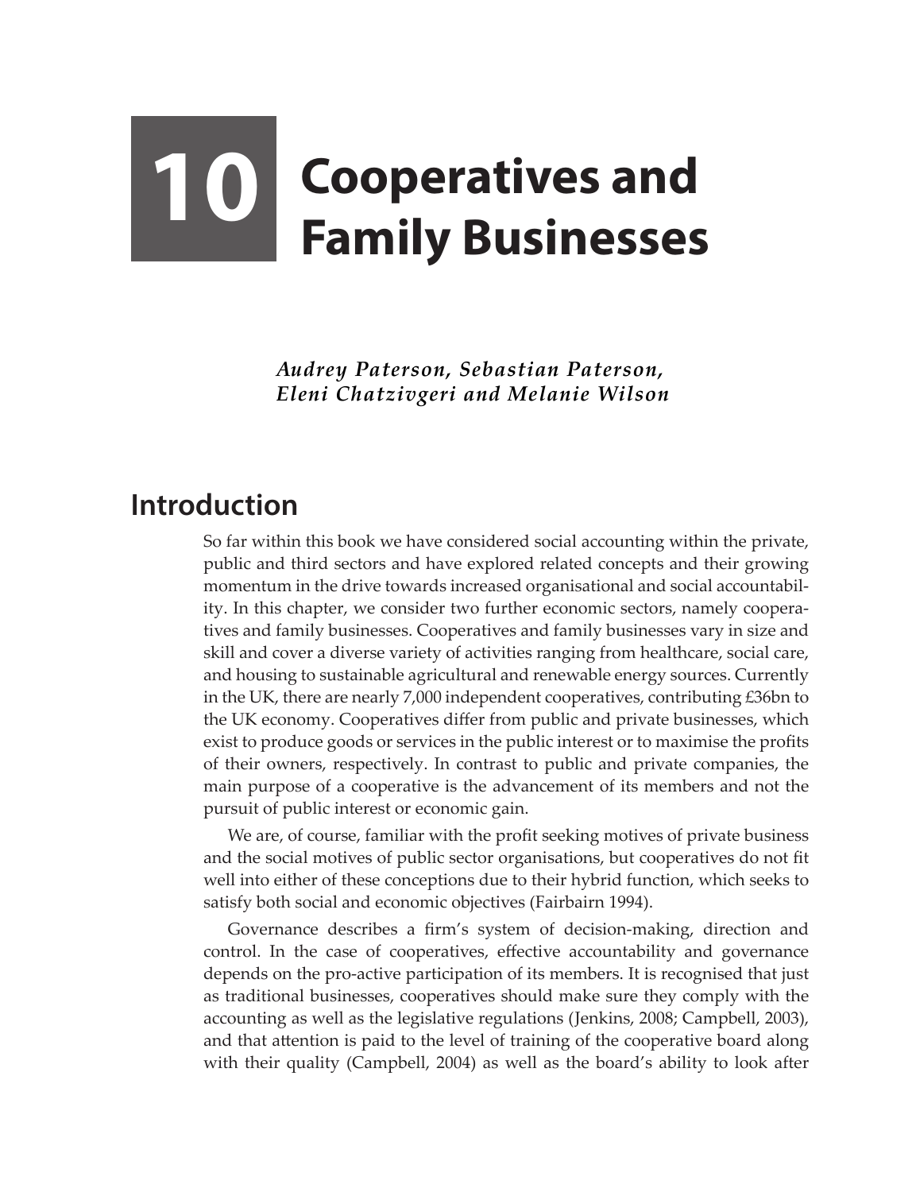# 10 Cooperatives and Family Businesses

*Audrey Paterson, Sebastian Paterson, Eleni Chatzivgeri and Melanie Wilson*

## Introduction

So far within this book we have considered social accounting within the private, public and third sectors and have explored related concepts and their growing momentum in the drive towards increased organisational and social accountability. In this chapter, we consider two further economic sectors, namely cooperatives and family businesses. Cooperatives and family businesses vary in size and skill and cover a diverse variety of activities ranging from healthcare, social care, and housing to sustainable agricultural and renewable energy sources. Currently in the UK, there are nearly 7,000 independent cooperatives, contributing £36bn to the UK economy. Cooperatives differ from public and private businesses, which exist to produce goods or services in the public interest or to maximise the profits of their owners, respectively. In contrast to public and private companies, the main purpose of a cooperative is the advancement of its members and not the pursuit of public interest or economic gain.

We are, of course, familiar with the profit seeking motives of private business and the social motives of public sector organisations, but cooperatives do not fit well into either of these conceptions due to their hybrid function, which seeks to satisfy both social and economic objectives (Fairbairn 1994).

Governance describes a firm's system of decision-making, direction and control. In the case of cooperatives, effective accountability and governance depends on the pro-active participation of its members. It is recognised that just as traditional businesses, cooperatives should make sure they comply with the accounting as well as the legislative regulations (Jenkins, 2008; Campbell, 2003), and that attention is paid to the level of training of the cooperative board along with their quality (Campbell, 2004) as well as the board's ability to look after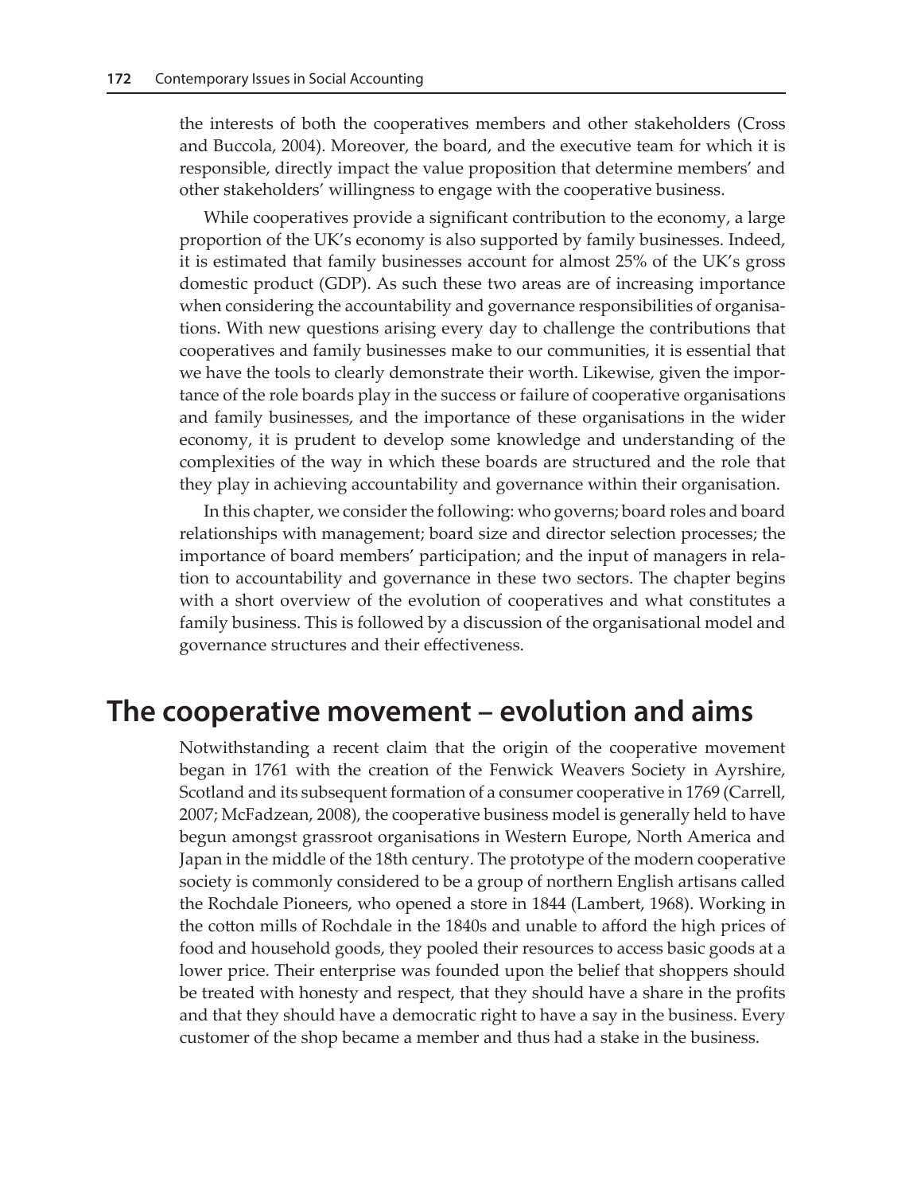the interests of both the cooperatives members and other stakeholders (Cross and Buccola, 2004). Moreover, the board, and the executive team for which it is responsible, directly impact the value proposition that determine members' and other stakeholders' willingness to engage with the cooperative business.

While cooperatives provide a significant contribution to the economy, a large proportion of the UK's economy is also supported by family businesses. Indeed, it is estimated that family businesses account for almost 25% of the UK's gross domestic product (GDP). As such these two areas are of increasing importance when considering the accountability and governance responsibilities of organisations. With new questions arising every day to challenge the contributions that cooperatives and family businesses make to our communities, it is essential that we have the tools to clearly demonstrate their worth. Likewise, given the importance of the role boards play in the success or failure of cooperative organisations and family businesses, and the importance of these organisations in the wider economy, it is prudent to develop some knowledge and understanding of the complexities of the way in which these boards are structured and the role that they play in achieving accountability and governance within their organisation.

In this chapter, we consider the following: who governs; board roles and board relationships with management; board size and director selection processes; the importance of board members' participation; and the input of managers in relation to accountability and governance in these two sectors. The chapter begins with a short overview of the evolution of cooperatives and what constitutes a family business. This is followed by a discussion of the organisational model and governance structures and their effectiveness.

## The cooperative movement – evolution and aims

Notwithstanding a recent claim that the origin of the cooperative movement began in 1761 with the creation of the Fenwick Weavers Society in Ayrshire, Scotland and its subsequent formation of a consumer cooperative in 1769 (Carrell, 2007; McFadzean, 2008), the cooperative business model is generally held to have begun amongst grassroot organisations in Western Europe, North America and Japan in the middle of the 18th century. The prototype of the modern cooperative society is commonly considered to be a group of northern English artisans called the Rochdale Pioneers, who opened a store in 1844 (Lambert, 1968). Working in the cotton mills of Rochdale in the 1840s and unable to afford the high prices of food and household goods, they pooled their resources to access basic goods at a lower price. Their enterprise was founded upon the belief that shoppers should be treated with honesty and respect, that they should have a share in the profits and that they should have a democratic right to have a say in the business. Every customer of the shop became a member and thus had a stake in the business.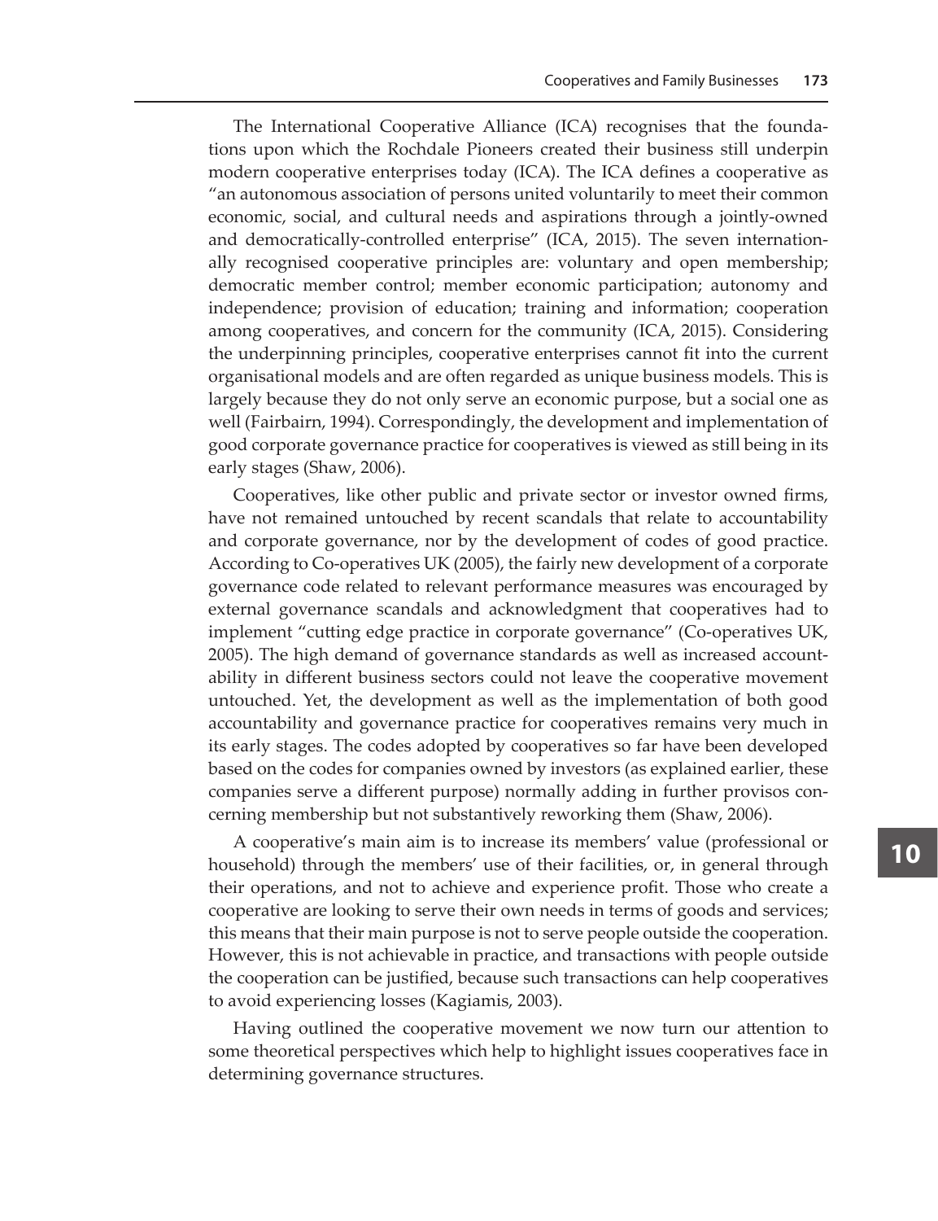The International Cooperative Alliance (ICA) recognises that the foundations upon which the Rochdale Pioneers created their business still underpin modern cooperative enterprises today (ICA). The ICA defines a cooperative as "an autonomous association of persons united voluntarily to meet their common economic, social, and cultural needs and aspirations through a jointly-owned and democratically-controlled enterprise" (ICA, 2015). The seven internationally recognised cooperative principles are: voluntary and open membership; democratic member control; member economic participation; autonomy and independence; provision of education; training and information; cooperation among cooperatives, and concern for the community (ICA, 2015). Considering the underpinning principles, cooperative enterprises cannot fit into the current organisational models and are often regarded as unique business models. This is largely because they do not only serve an economic purpose, but a social one as well (Fairbairn, 1994). Correspondingly, the development and implementation of good corporate governance practice for cooperatives is viewed as still being in its early stages (Shaw, 2006).

Cooperatives, like other public and private sector or investor owned firms, have not remained untouched by recent scandals that relate to accountability and corporate governance, nor by the development of codes of good practice. According to Co-operatives UK (2005), the fairly new development of a corporate governance code related to relevant performance measures was encouraged by external governance scandals and acknowledgment that cooperatives had to implement "cutting edge practice in corporate governance" (Co-operatives UK, 2005). The high demand of governance standards as well as increased accountability in different business sectors could not leave the cooperative movement untouched. Yet, the development as well as the implementation of both good accountability and governance practice for cooperatives remains very much in its early stages. The codes adopted by cooperatives so far have been developed based on the codes for companies owned by investors (as explained earlier, these companies serve a different purpose) normally adding in further provisos concerning membership but not substantively reworking them (Shaw, 2006).

A cooperative's main aim is to increase its members' value (professional or household) through the members' use of their facilities, or, in general through their operations, and not to achieve and experience profit. Those who create a cooperative are looking to serve their own needs in terms of goods and services; this means that their main purpose is not to serve people outside the cooperation. However, this is not achievable in practice, and transactions with people outside the cooperation can be justified, because such transactions can help cooperatives to avoid experiencing losses (Kagiamis, 2003).

Having outlined the cooperative movement we now turn our attention to some theoretical perspectives which help to highlight issues cooperatives face in determining governance structures.